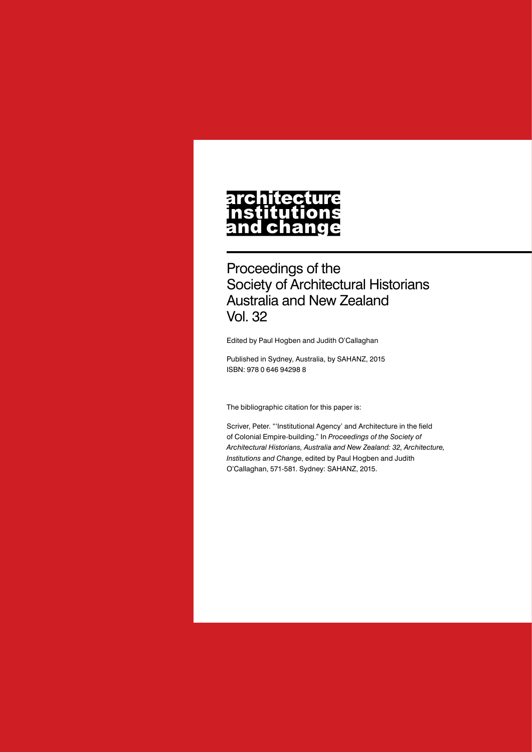# architecture institutions and change

## Proceedings of the Society of Architectural Historians Australia and New Zealand Vol. 32

Edited by Paul Hogben and Judith O'Callaghan

Published in Sydney, Australia, by SAHANZ, 2015
ISBN: 978 0 646 94298 8

The bibliographic citation for this paper is:

Scriver, Peter. "'Institutional Agency' and Architecture in the field of Colonial Empire-building." In *Proceedings of the Society of Architectural Historians, Australia and New Zealand: 32, Architecture, Institutions and Change*, edited by Paul Hogben and Judith O'Callaghan, 571-581. Sydney: SAHANZ, 2015.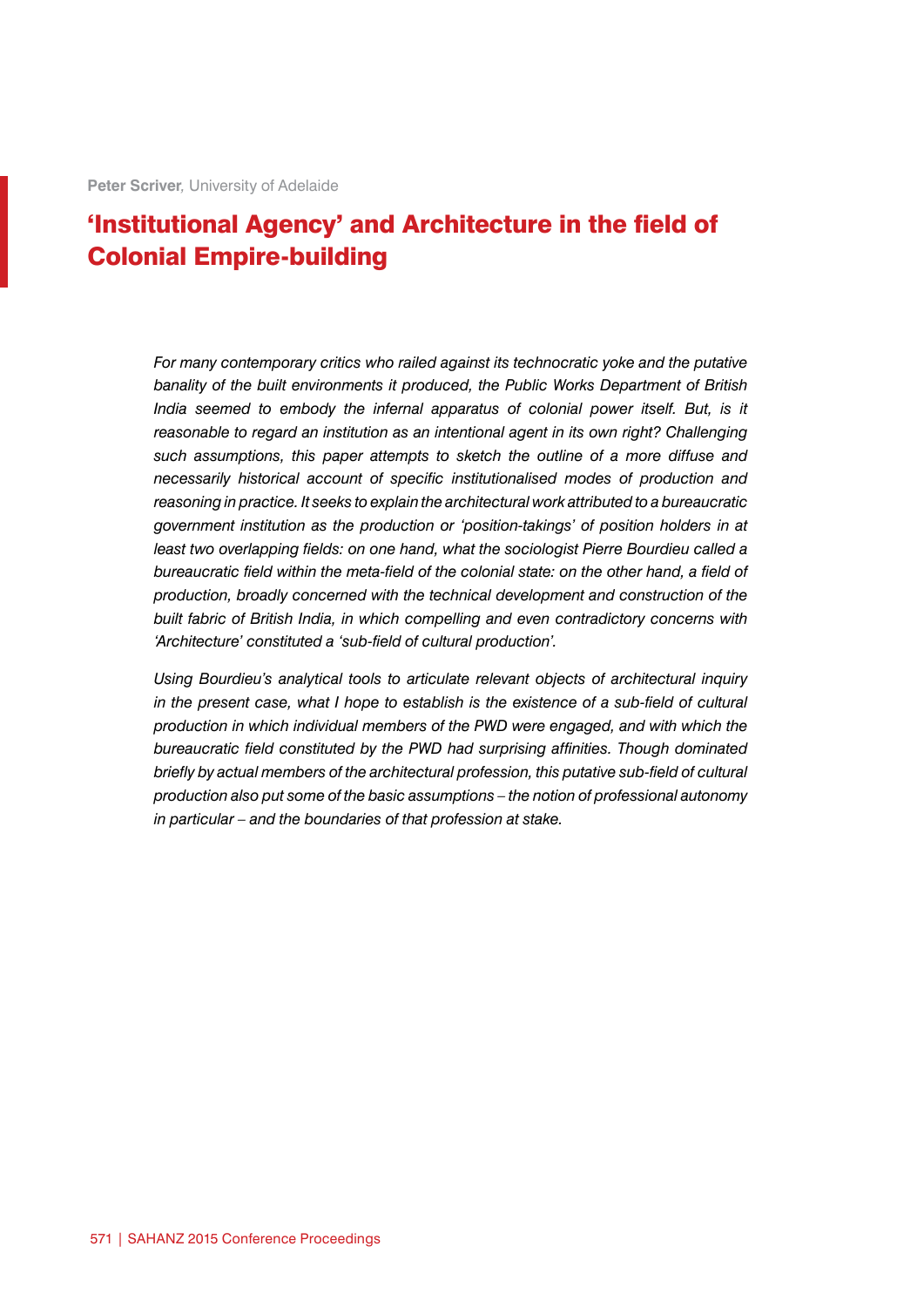**Peter Scriver**, University of Adelaide

# 'Institutional Agency' and Architecture in the field of Colonial Empire-building

*For many contemporary critics who railed against its technocratic yoke and the putative banality of the built environments it produced, the Public Works Department of British India seemed to embody the infernal apparatus of colonial power itself. But, is it reasonable to regard an institution as an intentional agent in its own right? Challenging such assumptions, this paper attempts to sketch the outline of a more diffuse and necessarily historical account of specific institutionalised modes of production and reasoning in practice. It seeks to explain the architectural work attributed to a bureaucratic government institution as the production or 'position-takings' of position holders in at least two overlapping fields: on one hand, what the sociologist Pierre Bourdieu called a bureaucratic field within the meta-field of the colonial state: on the other hand, a field of production, broadly concerned with the technical development and construction of the built fabric of British India, in which compelling and even contradictory concerns with 'Architecture' constituted a 'sub-field of cultural production'.*

*Using Bourdieu's analytical tools to articulate relevant objects of architectural inquiry in the present case, what I hope to establish is the existence of a sub-field of cultural production in which individual members of the PWD were engaged, and with which the bureaucratic field constituted by the PWD had surprising affinities. Though dominated briefly by actual members of the architectural profession, this putative sub-field of cultural production also put some of the basic assumptions – the notion of professional autonomy in particular – and the boundaries of that profession at stake.*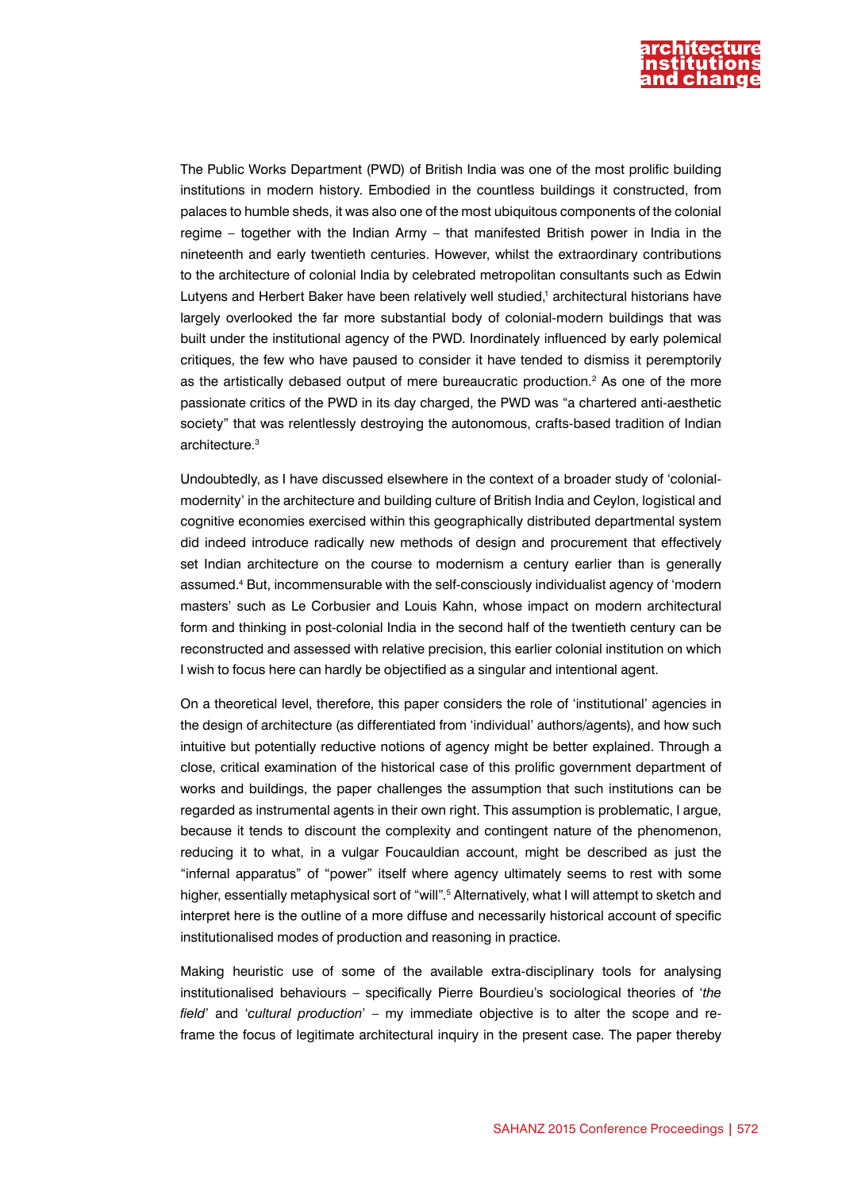The Public Works Department (PWD) of British India was one of the most prolific building institutions in modern history. Embodied in the countless buildings it constructed, from palaces to humble sheds, it was also one of the most ubiquitous components of the colonial regime – together with the Indian Army – that manifested British power in India in the nineteenth and early twentieth centuries. However, whilst the extraordinary contributions to the architecture of colonial India by celebrated metropolitan consultants such as Edwin Lutyens and Herbert Baker have been relatively well studied,[1] architectural historians have largely overlooked the far more substantial body of colonial-modern buildings that was built under the institutional agency of the PWD. Inordinately influenced by early polemical critiques, the few who have paused to consider it have tended to dismiss it peremptorily as the artistically debased output of mere bureaucratic production.[2] As one of the more passionate critics of the PWD in its day charged, the PWD was "a chartered anti-aesthetic society" that was relentlessly destroying the autonomous, crafts-based tradition of Indian architecture.[3]

Undoubtedly, as I have discussed elsewhere in the context of a broader study of 'colonial-modernity' in the architecture and building culture of British India and Ceylon, logistical and cognitive economies exercised within this geographically distributed departmental system did indeed introduce radically new methods of design and procurement that effectively set Indian architecture on the course to modernism a century earlier than is generally assumed.[4] But, incommensurable with the self-consciously individualist agency of 'modern masters' such as Le Corbusier and Louis Kahn, whose impact on modern architectural form and thinking in post-colonial India in the second half of the twentieth century can be reconstructed and assessed with relative precision, this earlier colonial institution on which I wish to focus here can hardly be objectified as a singular and intentional agent.

On a theoretical level, therefore, this paper considers the role of 'institutional' agencies in the design of architecture (as differentiated from 'individual' authors/agents), and how such intuitive but potentially reductive notions of agency might be better explained. Through a close, critical examination of the historical case of this prolific government department of works and buildings, the paper challenges the assumption that such institutions can be regarded as instrumental agents in their own right. This assumption is problematic, I argue, because it tends to discount the complexity and contingent nature of the phenomenon, reducing it to what, in a vulgar Foucauldian account, might be described as just the "infernal apparatus" of "power" itself where agency ultimately seems to rest with some higher, essentially metaphysical sort of "will".[5] Alternatively, what I will attempt to sketch and interpret here is the outline of a more diffuse and necessarily historical account of specific institutionalised modes of production and reasoning in practice.

Making heuristic use of some of the available extra-disciplinary tools for analysing institutionalised behaviours – specifically Pierre Bourdieu's sociological theories of '*the field*' and '*cultural production*' – my immediate objective is to alter the scope and re-frame the focus of legitimate architectural inquiry in the present case. The paper thereby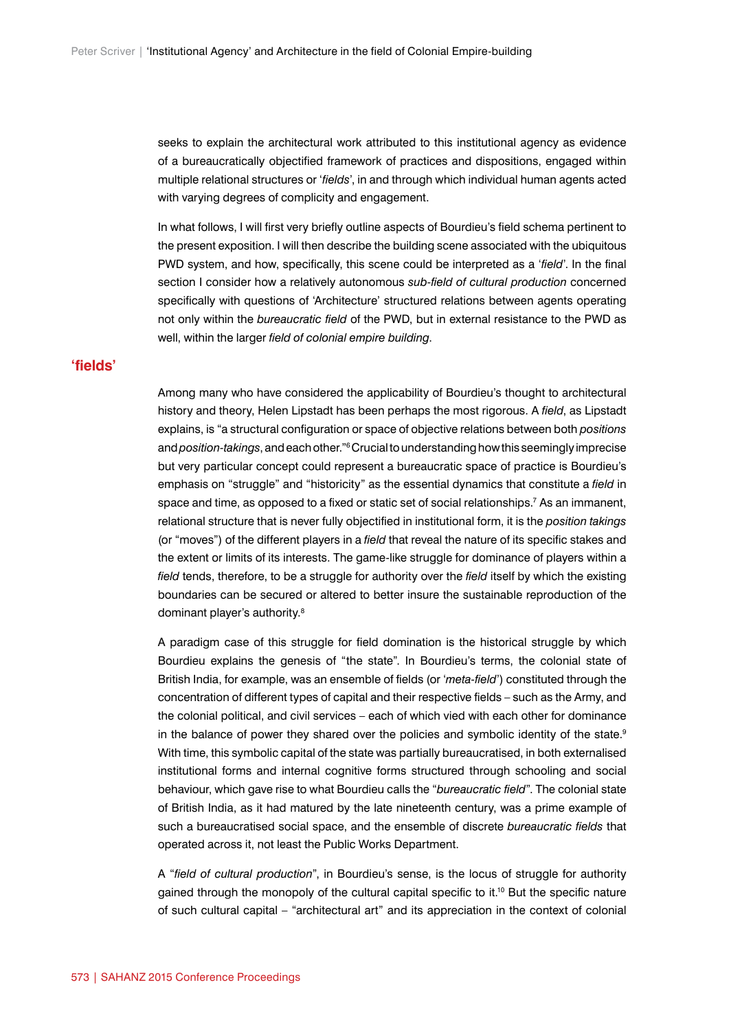seeks to explain the architectural work attributed to this institutional agency as evidence of a bureaucratically objectified framework of practices and dispositions, engaged within multiple relational structures or '*fields*', in and through which individual human agents acted with varying degrees of complicity and engagement.

In what follows, I will first very briefly outline aspects of Bourdieu's field schema pertinent to the present exposition. I will then describe the building scene associated with the ubiquitous PWD system, and how, specifically, this scene could be interpreted as a '*field*'. In the final section I consider how a relatively autonomous *sub-field of cultural production* concerned specifically with questions of 'Architecture' structured relations between agents operating not only within the *bureaucratic field* of the PWD, but in external resistance to the PWD as well, within the larger *field of colonial empire building*.

## 'fields'

Among many who have considered the applicability of Bourdieu's thought to architectural history and theory, Helen Lipstadt has been perhaps the most rigorous. A *field*, as Lipstadt explains, is "a structural configuration or space of objective relations between both *positions* and *position-takings*, and each other."[6] Crucial to understanding how this seemingly imprecise but very particular concept could represent a bureaucratic space of practice is Bourdieu's emphasis on "struggle" and "historicity" as the essential dynamics that constitute a *field* in space and time, as opposed to a fixed or static set of social relationships.[7] As an immanent, relational structure that is never fully objectified in institutional form, it is the *position takings* (or "moves") of the different players in a *field* that reveal the nature of its specific stakes and the extent or limits of its interests. The game-like struggle for dominance of players within a *field* tends, therefore, to be a struggle for authority over the *field* itself by which the existing boundaries can be secured or altered to better insure the sustainable reproduction of the dominant player's authority.[8]

A paradigm case of this struggle for field domination is the historical struggle by which Bourdieu explains the genesis of "the state". In Bourdieu's terms, the colonial state of British India, for example, was an ensemble of fields (or '*meta-field*') constituted through the concentration of different types of capital and their respective fields – such as the Army, and the colonial political, and civil services – each of which vied with each other for dominance in the balance of power they shared over the policies and symbolic identity of the state.[9] With time, this symbolic capital of the state was partially bureaucratised, in both externalised institutional forms and internal cognitive forms structured through schooling and social behaviour, which gave rise to what Bourdieu calls the "*bureaucratic field*". The colonial state of British India, as it had matured by the late nineteenth century, was a prime example of such a bureaucratised social space, and the ensemble of discrete *bureaucratic fields* that operated across it, not least the Public Works Department.

A "*field of cultural production*", in Bourdieu's sense, is the locus of struggle for authority gained through the monopoly of the cultural capital specific to it.[10] But the specific nature of such cultural capital – "architectural art" and its appreciation in the context of colonial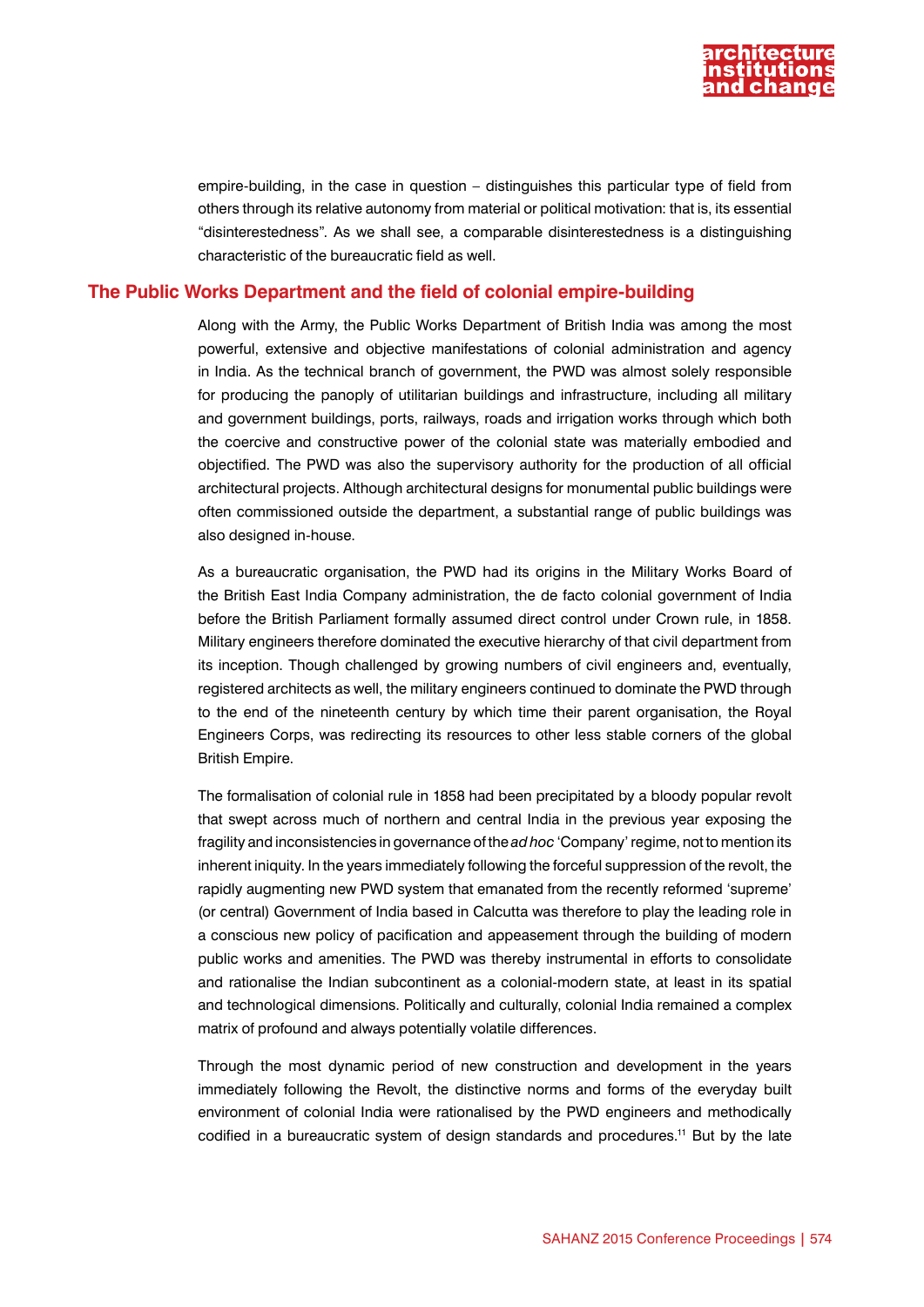empire-building, in the case in question – distinguishes this particular type of field from others through its relative autonomy from material or political motivation: that is, its essential "disinterestedness". As we shall see, a comparable disinterestedness is a distinguishing characteristic of the bureaucratic field as well.

## The Public Works Department and the field of colonial empire-building

Along with the Army, the Public Works Department of British India was among the most powerful, extensive and objective manifestations of colonial administration and agency in India. As the technical branch of government, the PWD was almost solely responsible for producing the panoply of utilitarian buildings and infrastructure, including all military and government buildings, ports, railways, roads and irrigation works through which both the coercive and constructive power of the colonial state was materially embodied and objectified. The PWD was also the supervisory authority for the production of all official architectural projects. Although architectural designs for monumental public buildings were often commissioned outside the department, a substantial range of public buildings was also designed in-house.

As a bureaucratic organisation, the PWD had its origins in the Military Works Board of the British East India Company administration, the de facto colonial government of India before the British Parliament formally assumed direct control under Crown rule, in 1858. Military engineers therefore dominated the executive hierarchy of that civil department from its inception. Though challenged by growing numbers of civil engineers and, eventually, registered architects as well, the military engineers continued to dominate the PWD through to the end of the nineteenth century by which time their parent organisation, the Royal Engineers Corps, was redirecting its resources to other less stable corners of the global British Empire.

The formalisation of colonial rule in 1858 had been precipitated by a bloody popular revolt that swept across much of northern and central India in the previous year exposing the fragility and inconsistencies in governance of the *ad hoc* 'Company' regime, not to mention its inherent iniquity. In the years immediately following the forceful suppression of the revolt, the rapidly augmenting new PWD system that emanated from the recently reformed 'supreme' (or central) Government of India based in Calcutta was therefore to play the leading role in a conscious new policy of pacification and appeasement through the building of modern public works and amenities. The PWD was thereby instrumental in efforts to consolidate and rationalise the Indian subcontinent as a colonial-modern state, at least in its spatial and technological dimensions. Politically and culturally, colonial India remained a complex matrix of profound and always potentially volatile differences.

Through the most dynamic period of new construction and development in the years immediately following the Revolt, the distinctive norms and forms of the everyday built environment of colonial India were rationalised by the PWD engineers and methodically codified in a bureaucratic system of design standards and procedures.[11] But by the late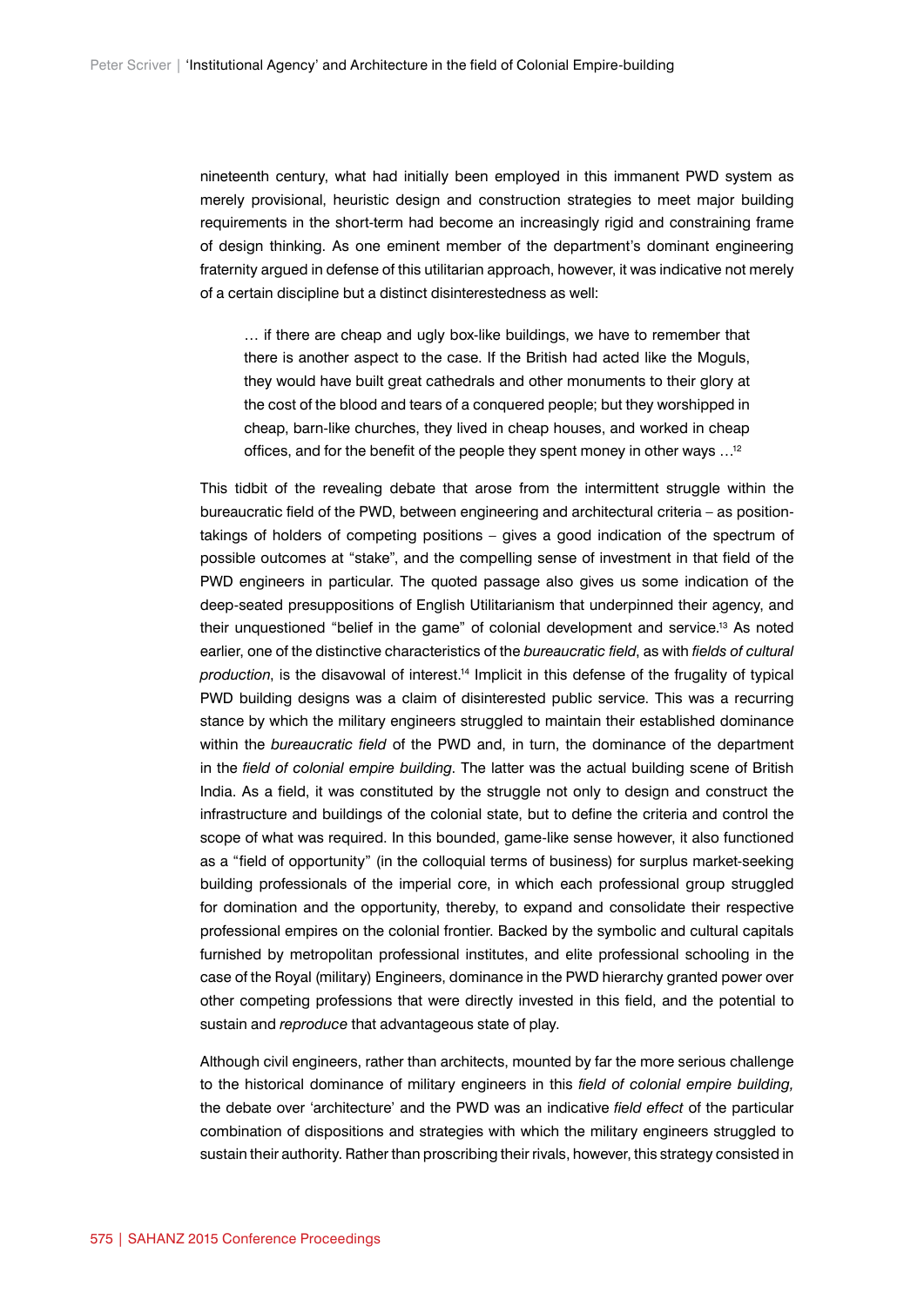nineteenth century, what had initially been employed in this immanent PWD system as merely provisional, heuristic design and construction strategies to meet major building requirements in the short-term had become an increasingly rigid and constraining frame of design thinking. As one eminent member of the department's dominant engineering fraternity argued in defense of this utilitarian approach, however, it was indicative not merely of a certain discipline but a distinct disinterestedness as well:

> … if there are cheap and ugly box-like buildings, we have to remember that there is another aspect to the case. If the British had acted like the Moguls, they would have built great cathedrals and other monuments to their glory at the cost of the blood and tears of a conquered people; but they worshipped in cheap, barn-like churches, they lived in cheap houses, and worked in cheap offices, and for the benefit of the people they spent money in other ways …[12]

This tidbit of the revealing debate that arose from the intermittent struggle within the bureaucratic field of the PWD, between engineering and architectural criteria – as position-takings of holders of competing positions – gives a good indication of the spectrum of possible outcomes at "stake", and the compelling sense of investment in that field of the PWD engineers in particular. The quoted passage also gives us some indication of the deep-seated presuppositions of English Utilitarianism that underpinned their agency, and their unquestioned "belief in the game" of colonial development and service.[13] As noted earlier, one of the distinctive characteristics of the *bureaucratic field*, as with *fields of cultural production*, is the disavowal of interest.[14] Implicit in this defense of the frugality of typical PWD building designs was a claim of disinterested public service. This was a recurring stance by which the military engineers struggled to maintain their established dominance within the *bureaucratic field* of the PWD and, in turn, the dominance of the department in the *field of colonial empire building*. The latter was the actual building scene of British India. As a field, it was constituted by the struggle not only to design and construct the infrastructure and buildings of the colonial state, but to define the criteria and control the scope of what was required. In this bounded, game-like sense however, it also functioned as a "field of opportunity" (in the colloquial terms of business) for surplus market-seeking building professionals of the imperial core, in which each professional group struggled for domination and the opportunity, thereby, to expand and consolidate their respective professional empires on the colonial frontier. Backed by the symbolic and cultural capitals furnished by metropolitan professional institutes, and elite professional schooling in the case of the Royal (military) Engineers, dominance in the PWD hierarchy granted power over other competing professions that were directly invested in this field, and the potential to sustain and *reproduce* that advantageous state of play.

Although civil engineers, rather than architects, mounted by far the more serious challenge to the historical dominance of military engineers in this *field of colonial empire building,* the debate over 'architecture' and the PWD was an indicative *field effect* of the particular combination of dispositions and strategies with which the military engineers struggled to sustain their authority. Rather than proscribing their rivals, however, this strategy consisted in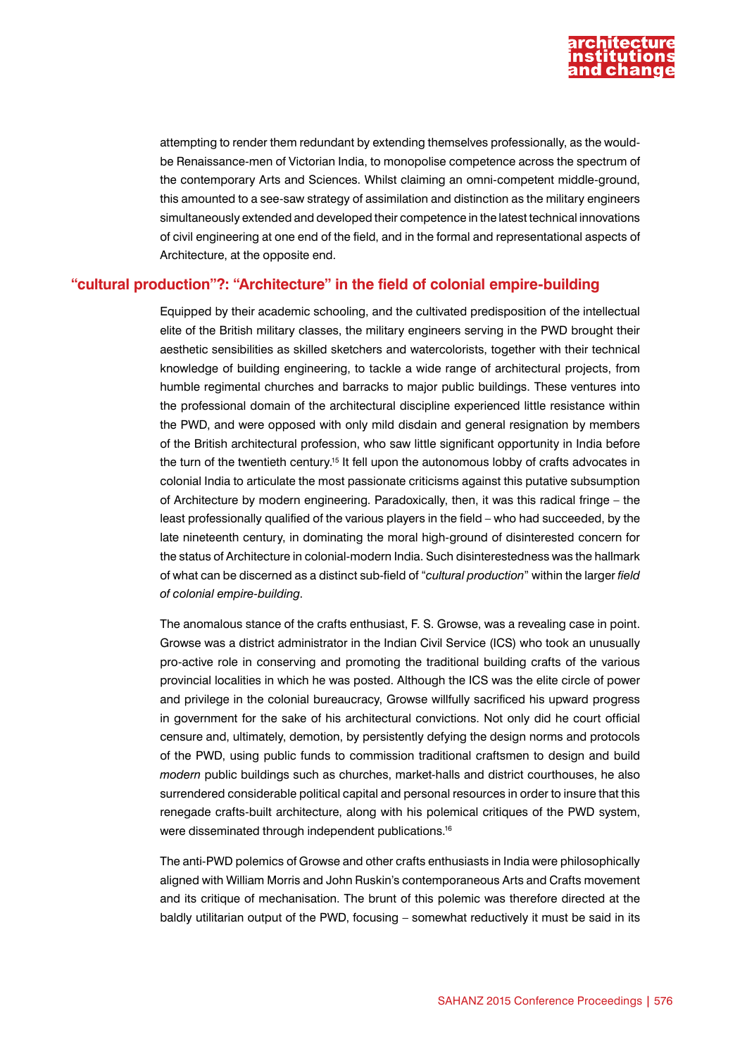attempting to render them redundant by extending themselves professionally, as the would-be Renaissance-men of Victorian India, to monopolise competence across the spectrum of the contemporary Arts and Sciences. Whilst claiming an omni-competent middle-ground, this amounted to a see-saw strategy of assimilation and distinction as the military engineers simultaneously extended and developed their competence in the latest technical innovations of civil engineering at one end of the field, and in the formal and representational aspects of Architecture, at the opposite end.

## "cultural production"?: "Architecture" in the field of colonial empire-building

Equipped by their academic schooling, and the cultivated predisposition of the intellectual elite of the British military classes, the military engineers serving in the PWD brought their aesthetic sensibilities as skilled sketchers and watercolorists, together with their technical knowledge of building engineering, to tackle a wide range of architectural projects, from humble regimental churches and barracks to major public buildings. These ventures into the professional domain of the architectural discipline experienced little resistance within the PWD, and were opposed with only mild disdain and general resignation by members of the British architectural profession, who saw little significant opportunity in India before the turn of the twentieth century.[15] It fell upon the autonomous lobby of crafts advocates in colonial India to articulate the most passionate criticisms against this putative subsumption of Architecture by modern engineering. Paradoxically, then, it was this radical fringe – the least professionally qualified of the various players in the field – who had succeeded, by the late nineteenth century, in dominating the moral high-ground of disinterested concern for the status of Architecture in colonial-modern India. Such disinterestedness was the hallmark of what can be discerned as a distinct sub-field of "*cultural production*" within the larger *field of colonial empire-building*.

The anomalous stance of the crafts enthusiast, F. S. Growse, was a revealing case in point. Growse was a district administrator in the Indian Civil Service (ICS) who took an unusually pro-active role in conserving and promoting the traditional building crafts of the various provincial localities in which he was posted. Although the ICS was the elite circle of power and privilege in the colonial bureaucracy, Growse willfully sacrificed his upward progress in government for the sake of his architectural convictions. Not only did he court official censure and, ultimately, demotion, by persistently defying the design norms and protocols of the PWD, using public funds to commission traditional craftsmen to design and build *modern* public buildings such as churches, market-halls and district courthouses, he also surrendered considerable political capital and personal resources in order to insure that this renegade crafts-built architecture, along with his polemical critiques of the PWD system, were disseminated through independent publications.[16]

The anti-PWD polemics of Growse and other crafts enthusiasts in India were philosophically aligned with William Morris and John Ruskin's contemporaneous Arts and Crafts movement and its critique of mechanisation. The brunt of this polemic was therefore directed at the baldly utilitarian output of the PWD, focusing – somewhat reductively it must be said in its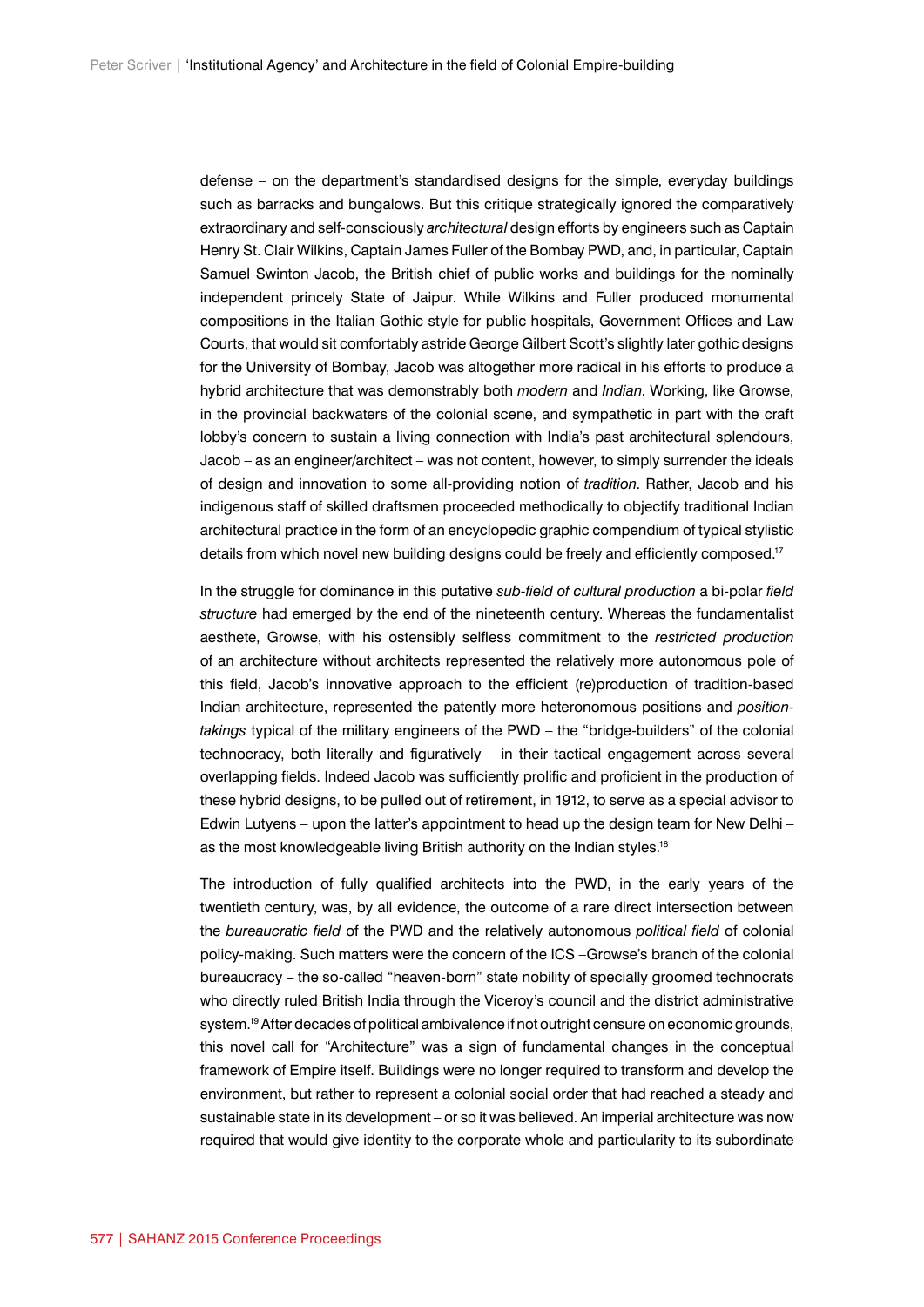defense – on the department's standardised designs for the simple, everyday buildings such as barracks and bungalows. But this critique strategically ignored the comparatively extraordinary and self-consciously *architectural* design efforts by engineers such as Captain Henry St. Clair Wilkins, Captain James Fuller of the Bombay PWD, and, in particular, Captain Samuel Swinton Jacob, the British chief of public works and buildings for the nominally independent princely State of Jaipur. While Wilkins and Fuller produced monumental compositions in the Italian Gothic style for public hospitals, Government Offices and Law Courts, that would sit comfortably astride George Gilbert Scott's slightly later gothic designs for the University of Bombay, Jacob was altogether more radical in his efforts to produce a hybrid architecture that was demonstrably both *modern* and *Indian*. Working, like Growse, in the provincial backwaters of the colonial scene, and sympathetic in part with the craft lobby's concern to sustain a living connection with India's past architectural splendours, Jacob – as an engineer/architect – was not content, however, to simply surrender the ideals of design and innovation to some all-providing notion of *tradition*. Rather, Jacob and his indigenous staff of skilled draftsmen proceeded methodically to objectify traditional Indian architectural practice in the form of an encyclopedic graphic compendium of typical stylistic details from which novel new building designs could be freely and efficiently composed.[17]

In the struggle for dominance in this putative *sub-field of cultural production* a bi-polar *field structure* had emerged by the end of the nineteenth century. Whereas the fundamentalist aesthete, Growse, with his ostensibly selfless commitment to the *restricted production* of an architecture without architects represented the relatively more autonomous pole of this field, Jacob's innovative approach to the efficient (re)production of tradition-based Indian architecture, represented the patently more heteronomous positions and *position-takings* typical of the military engineers of the PWD – the "bridge-builders" of the colonial technocracy, both literally and figuratively – in their tactical engagement across several overlapping fields. Indeed Jacob was sufficiently prolific and proficient in the production of these hybrid designs, to be pulled out of retirement, in 1912, to serve as a special advisor to Edwin Lutyens – upon the latter's appointment to head up the design team for New Delhi – as the most knowledgeable living British authority on the Indian styles.[18]

The introduction of fully qualified architects into the PWD, in the early years of the twentieth century, was, by all evidence, the outcome of a rare direct intersection between the *bureaucratic field* of the PWD and the relatively autonomous *political field* of colonial policy-making. Such matters were the concern of the ICS –Growse's branch of the colonial bureaucracy – the so-called "heaven-born" state nobility of specially groomed technocrats who directly ruled British India through the Viceroy's council and the district administrative system.[19] After decades of political ambivalence if not outright censure on economic grounds, this novel call for "Architecture" was a sign of fundamental changes in the conceptual framework of Empire itself. Buildings were no longer required to transform and develop the environment, but rather to represent a colonial social order that had reached a steady and sustainable state in its development – or so it was believed. An imperial architecture was now required that would give identity to the corporate whole and particularity to its subordinate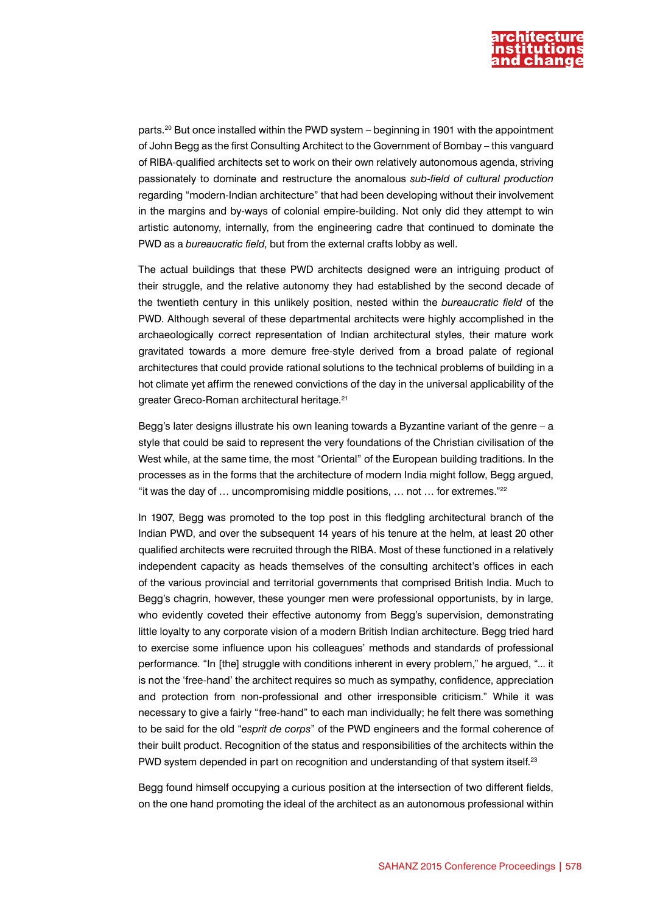parts.[20] But once installed within the PWD system – beginning in 1901 with the appointment of John Begg as the first Consulting Architect to the Government of Bombay – this vanguard of RIBA-qualified architects set to work on their own relatively autonomous agenda, striving passionately to dominate and restructure the anomalous *sub-field of cultural production* regarding "modern-Indian architecture" that had been developing without their involvement in the margins and by-ways of colonial empire-building. Not only did they attempt to win artistic autonomy, internally, from the engineering cadre that continued to dominate the PWD as a *bureaucratic field*, but from the external crafts lobby as well.

The actual buildings that these PWD architects designed were an intriguing product of their struggle, and the relative autonomy they had established by the second decade of the twentieth century in this unlikely position, nested within the *bureaucratic field* of the PWD. Although several of these departmental architects were highly accomplished in the archaeologically correct representation of Indian architectural styles, their mature work gravitated towards a more demure free-style derived from a broad palate of regional architectures that could provide rational solutions to the technical problems of building in a hot climate yet affirm the renewed convictions of the day in the universal applicability of the greater Greco-Roman architectural heritage.[21]

Begg's later designs illustrate his own leaning towards a Byzantine variant of the genre – a style that could be said to represent the very foundations of the Christian civilisation of the West while, at the same time, the most "Oriental" of the European building traditions. In the processes as in the forms that the architecture of modern India might follow, Begg argued, "it was the day of … uncompromising middle positions, … not … for extremes."[22]

In 1907, Begg was promoted to the top post in this fledgling architectural branch of the Indian PWD, and over the subsequent 14 years of his tenure at the helm, at least 20 other qualified architects were recruited through the RIBA. Most of these functioned in a relatively independent capacity as heads themselves of the consulting architect's offices in each of the various provincial and territorial governments that comprised British India. Much to Begg's chagrin, however, these younger men were professional opportunists, by in large, who evidently coveted their effective autonomy from Begg's supervision, demonstrating little loyalty to any corporate vision of a modern British Indian architecture. Begg tried hard to exercise some influence upon his colleagues' methods and standards of professional performance. "In [the] struggle with conditions inherent in every problem," he argued, "... it is not the 'free-hand' the architect requires so much as sympathy, confidence, appreciation and protection from non-professional and other irresponsible criticism." While it was necessary to give a fairly "free-hand" to each man individually; he felt there was something to be said for the old "*esprit de corps*" of the PWD engineers and the formal coherence of their built product. Recognition of the status and responsibilities of the architects within the PWD system depended in part on recognition and understanding of that system itself.[23]

Begg found himself occupying a curious position at the intersection of two different fields, on the one hand promoting the ideal of the architect as an autonomous professional within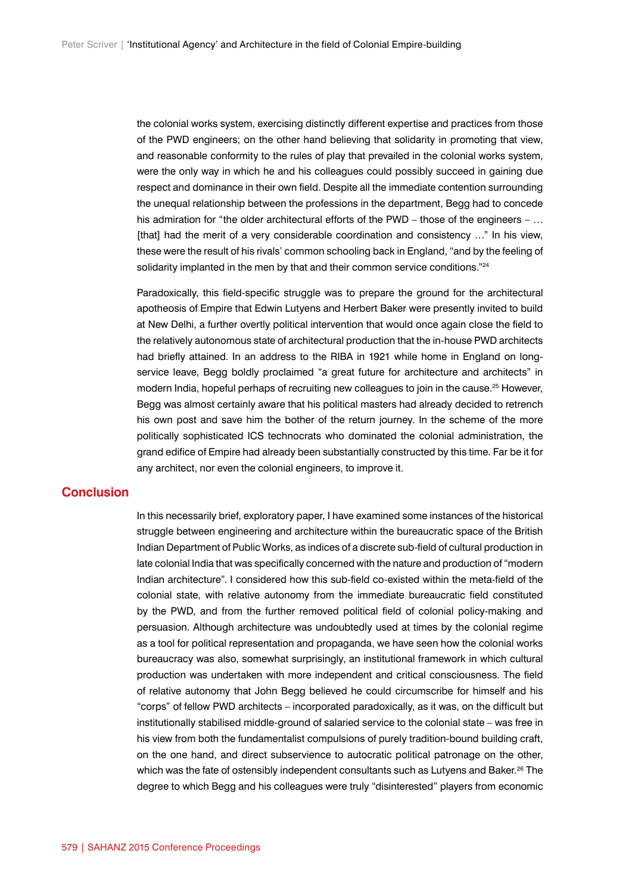the colonial works system, exercising distinctly different expertise and practices from those of the PWD engineers; on the other hand believing that solidarity in promoting that view, and reasonable conformity to the rules of play that prevailed in the colonial works system, were the only way in which he and his colleagues could possibly succeed in gaining due respect and dominance in their own field. Despite all the immediate contention surrounding the unequal relationship between the professions in the department, Begg had to concede his admiration for "the older architectural efforts of the PWD – those of the engineers – … [that] had the merit of a very considerable coordination and consistency …" In his view, these were the result of his rivals' common schooling back in England, "and by the feeling of solidarity implanted in the men by that and their common service conditions."[24]

Paradoxically, this field-specific struggle was to prepare the ground for the architectural apotheosis of Empire that Edwin Lutyens and Herbert Baker were presently invited to build at New Delhi, a further overtly political intervention that would once again close the field to the relatively autonomous state of architectural production that the in-house PWD architects had briefly attained. In an address to the RIBA in 1921 while home in England on long-service leave, Begg boldly proclaimed "a great future for architecture and architects" in modern India, hopeful perhaps of recruiting new colleagues to join in the cause.[25] However, Begg was almost certainly aware that his political masters had already decided to retrench his own post and save him the bother of the return journey. In the scheme of the more politically sophisticated ICS technocrats who dominated the colonial administration, the grand edifice of Empire had already been substantially constructed by this time. Far be it for any architect, nor even the colonial engineers, to improve it.

## Conclusion

In this necessarily brief, exploratory paper, I have examined some instances of the historical struggle between engineering and architecture within the bureaucratic space of the British Indian Department of Public Works, as indices of a discrete sub-field of cultural production in late colonial India that was specifically concerned with the nature and production of "modern Indian architecture". I considered how this sub-field co-existed within the meta-field of the colonial state, with relative autonomy from the immediate bureaucratic field constituted by the PWD, and from the further removed political field of colonial policy-making and persuasion. Although architecture was undoubtedly used at times by the colonial regime as a tool for political representation and propaganda, we have seen how the colonial works bureaucracy was also, somewhat surprisingly, an institutional framework in which cultural production was undertaken with more independent and critical consciousness. The field of relative autonomy that John Begg believed he could circumscribe for himself and his "corps" of fellow PWD architects – incorporated paradoxically, as it was, on the difficult but institutionally stabilised middle-ground of salaried service to the colonial state – was free in his view from both the fundamentalist compulsions of purely tradition-bound building craft, on the one hand, and direct subservience to autocratic political patronage on the other, which was the fate of ostensibly independent consultants such as Lutyens and Baker.[26] The degree to which Begg and his colleagues were truly "disinterested" players from economic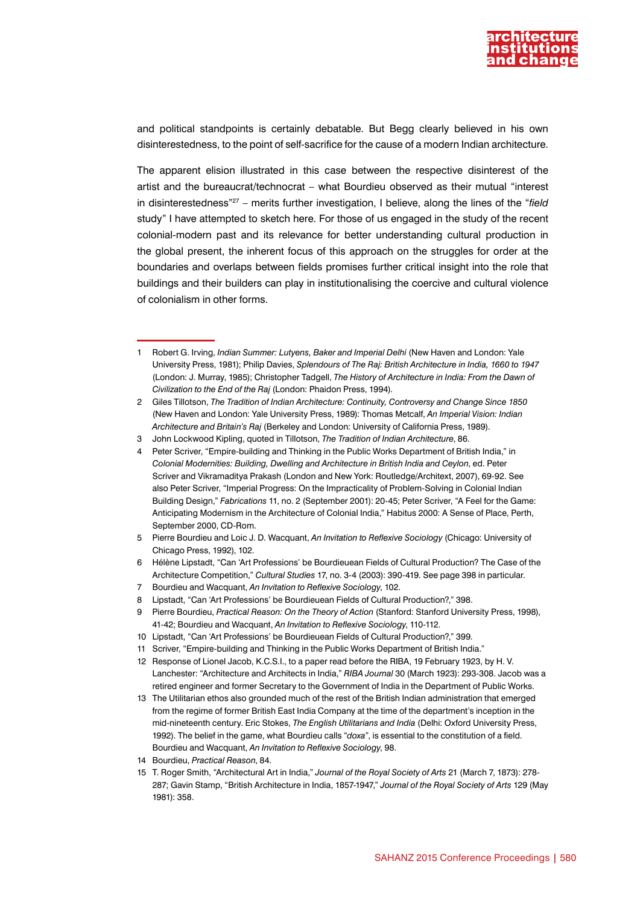and political standpoints is certainly debatable. But Begg clearly believed in his own disinterestedness, to the point of self-sacrifice for the cause of a modern Indian architecture.

The apparent elision illustrated in this case between the respective disinterest of the artist and the bureaucrat/technocrat – what Bourdieu observed as their mutual "interest in disinterestedness"[27] – merits further investigation, I believe, along the lines of the "*field* study" I have attempted to sketch here. For those of us engaged in the study of the recent colonial-modern past and its relevance for better understanding cultural production in the global present, the inherent focus of this approach on the struggles for order at the boundaries and overlaps between fields promises further critical insight into the role that buildings and their builders can play in institutionalising the coercive and cultural violence of colonialism in other forms.

---

1 Robert G. Irving, *Indian Summer: Lutyens, Baker and Imperial Delhi* (New Haven and London: Yale University Press, 1981); Philip Davies, *Splendours of The Raj: British Architecture in India, 1660 to 1947* (London: J. Murray, 1985); Christopher Tadgell, *The History of Architecture in India: From the Dawn of Civilization to the End of the Raj* (London: Phaidon Press, 1994).

2 Giles Tillotson, *The Tradition of Indian Architecture: Continuity, Controversy and Change Since 1850* (New Haven and London: Yale University Press, 1989): Thomas Metcalf, *An Imperial Vision: Indian Architecture and Britain's Raj* (Berkeley and London: University of California Press, 1989).

3 John Lockwood Kipling, quoted in Tillotson, *The Tradition of Indian Architecture*, 86.

4 Peter Scriver, "Empire-building and Thinking in the Public Works Department of British India," in *Colonial Modernities: Building, Dwelling and Architecture in British India and Ceylon*, ed. Peter Scriver and Vikramaditya Prakash (London and New York: Routledge/Architext, 2007), 69-92. See also Peter Scriver, "Imperial Progress: On the Impracticality of Problem-Solving in Colonial Indian Building Design," *Fabrications* 11, no. 2 (September 2001): 20-45; Peter Scriver, "A Feel for the Game: Anticipating Modernism in the Architecture of Colonial India," Habitus 2000: A Sense of Place, Perth, September 2000, CD-Rom.

5 Pierre Bourdieu and Loic J. D. Wacquant, *An Invitation to Reflexive Sociology* (Chicago: University of Chicago Press, 1992), 102.

6 Hélène Lipstadt, "Can 'Art Professions' be Bourdieuean Fields of Cultural Production? The Case of the Architecture Competition," *Cultural Studies* 17, no. 3-4 (2003): 390-419. See page 398 in particular.

7 Bourdieu and Wacquant, *An Invitation to Reflexive Sociology*, 102.

8 Lipstadt, "Can 'Art Professions' be Bourdieuean Fields of Cultural Production?," 398.

9 Pierre Bourdieu, *Practical Reason: On the Theory of Action* (Stanford: Stanford University Press, 1998), 41-42; Bourdieu and Wacquant, *An Invitation to Reflexive Sociology*, 110-112.

10 Lipstadt, "Can 'Art Professions' be Bourdieuean Fields of Cultural Production?," 399.

11 Scriver, "Empire-building and Thinking in the Public Works Department of British India."

12 Response of Lionel Jacob, K.C.S.I., to a paper read before the RIBA, 19 February 1923, by H. V. Lanchester: "Architecture and Architects in India," *RIBA Journal* 30 (March 1923): 293-308. Jacob was a retired engineer and former Secretary to the Government of India in the Department of Public Works.

13 The Utilitarian ethos also grounded much of the rest of the British Indian administration that emerged from the regime of former British East India Company at the time of the department's inception in the mid-nineteenth century. Eric Stokes, *The English Utilitarians and India* (Delhi: Oxford University Press, 1992). The belief in the game, what Bourdieu calls "*doxa*", is essential to the constitution of a field. Bourdieu and Wacquant, *An Invitation to Reflexive Sociology*, 98.

14 Bourdieu, *Practical Reason*, 84.

15 T. Roger Smith, "Architectural Art in India," *Journal of the Royal Society of Arts* 21 (March 7, 1873): 278-287; Gavin Stamp, "British Architecture in India, 1857-1947," *Journal of the Royal Society of Arts* 129 (May 1981): 358.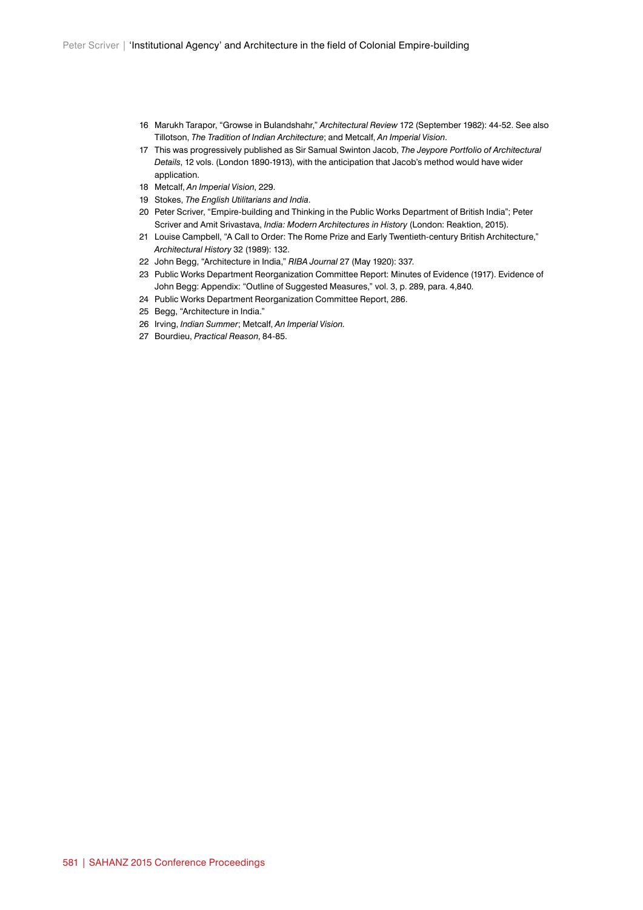16 Marukh Tarapor, "Growse in Bulandshahr," *Architectural Review* 172 (September 1982): 44-52. See also Tillotson, *The Tradition of Indian Architecture*; and Metcalf, *An Imperial Vision*.

17 This was progressively published as Sir Samual Swinton Jacob, *The Jeypore Portfolio of Architectural Details*, 12 vols. (London 1890-1913), with the anticipation that Jacob's method would have wider application.

18 Metcalf, *An Imperial Vision*, 229.

19 Stokes, *The English Utilitarians and India*.

20 Peter Scriver, "Empire-building and Thinking in the Public Works Department of British India"; Peter Scriver and Amit Srivastava, *India: Modern Architectures in History* (London: Reaktion, 2015).

21 Louise Campbell, "A Call to Order: The Rome Prize and Early Twentieth-century British Architecture," *Architectural History* 32 (1989): 132.

22 John Begg, "Architecture in India," *RIBA Journal* 27 (May 1920): 337.

23 Public Works Department Reorganization Committee Report: Minutes of Evidence (1917). Evidence of John Begg: Appendix: "Outline of Suggested Measures," vol. 3, p. 289, para. 4,840.

24 Public Works Department Reorganization Committee Report, 286.

25 Begg, "Architecture in India."

26 Irving, *Indian Summer*; Metcalf, *An Imperial Vision.*

27 Bourdieu, *Practical Reason*, 84-85.